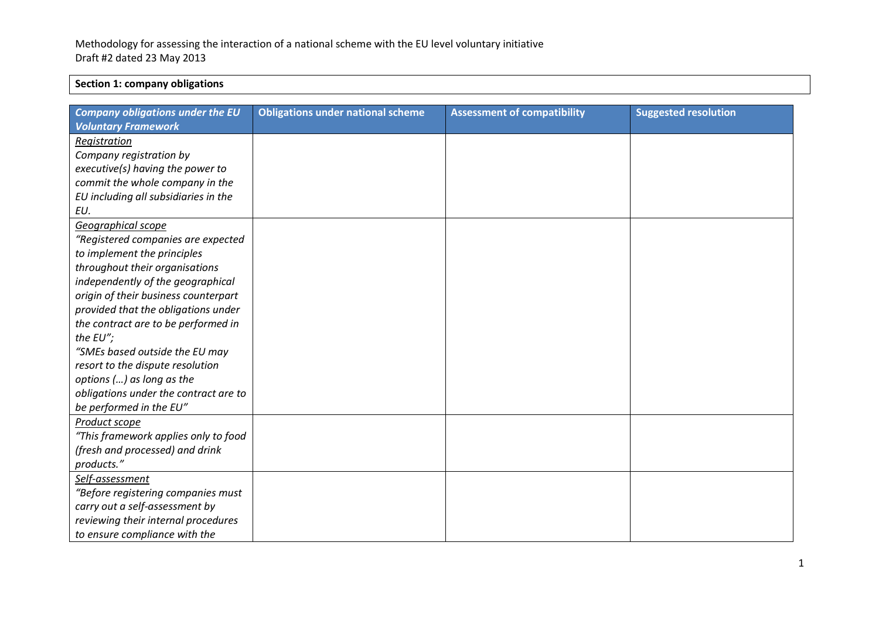Methodology for assessing the interaction of a national scheme with the EU level voluntary initiative
Draft #2 dated 23 May 2013

**Section 1: company obligations**

| *Company obligations under the EU Voluntary Framework* | Obligations under national scheme | Assessment of compatibility | Suggested resolution |
|---|---|---|---|
| *Registration*<br>*Company registration by executive(s) having the power to commit the whole company in the EU including all subsidiaries in the EU.* | | | |
| *Geographical scope*<br>*"Registered companies are expected to implement the principles throughout their organisations independently of the geographical origin of their business counterpart provided that the obligations under the contract are to be performed in the EU";*<br>*"SMEs based outside the EU may resort to the dispute resolution options (…) as long as the obligations under the contract are to be performed in the EU"* | | | |
| *Product scope*<br>*"This framework applies only to food (fresh and processed) and drink products."* | | | |
| *Self-assessment*<br>*"Before registering companies must carry out a self-assessment by reviewing their internal procedures to ensure compliance with the* | | | |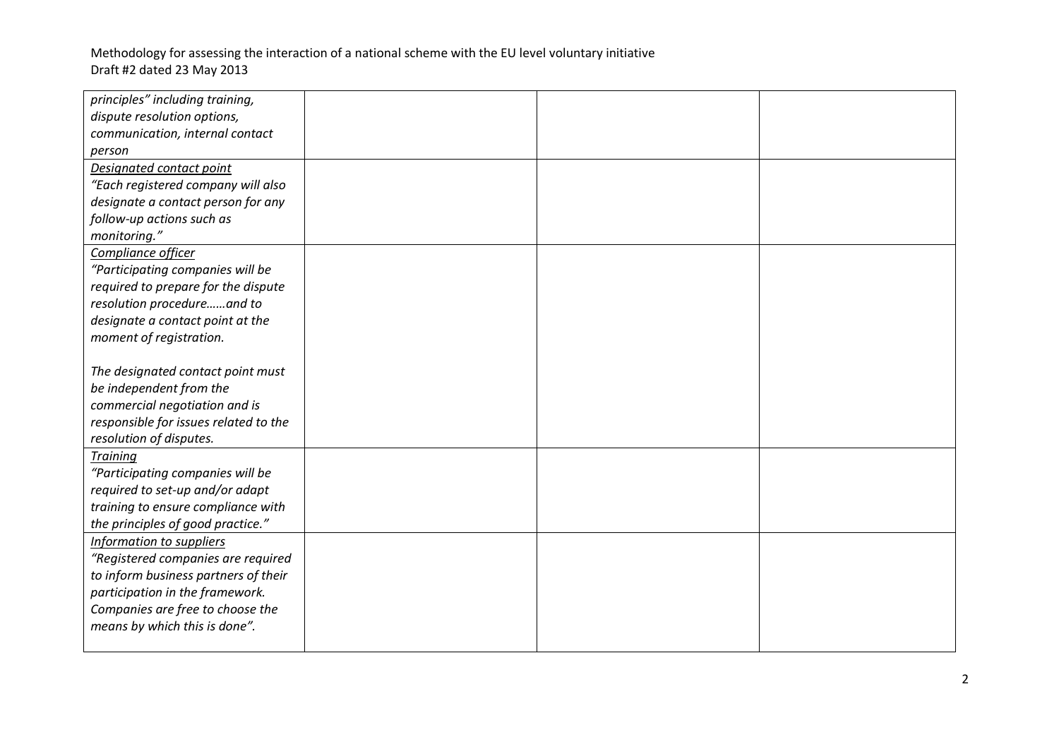| | | | |
|---|---|---|---|
| *principles" including training, dispute resolution options, communication, internal contact person* | | | |
| *Designated contact point*<br>*"Each registered company will also designate a contact person for any follow-up actions such as monitoring."* | | | |
| *Compliance officer*<br>*"Participating companies will be required to prepare for the dispute resolution procedure……and to designate a contact point at the moment of registration.*<br><br>*The designated contact point must be independent from the commercial negotiation and is responsible for issues related to the resolution of disputes.* | | | |
| *Training*<br>*"Participating companies will be required to set-up and/or adapt training to ensure compliance with the principles of good practice."* | | | |
| *Information to suppliers*<br>*"Registered companies are required to inform business partners of their participation in the framework. Companies are free to choose the means by which this is done".* | | | |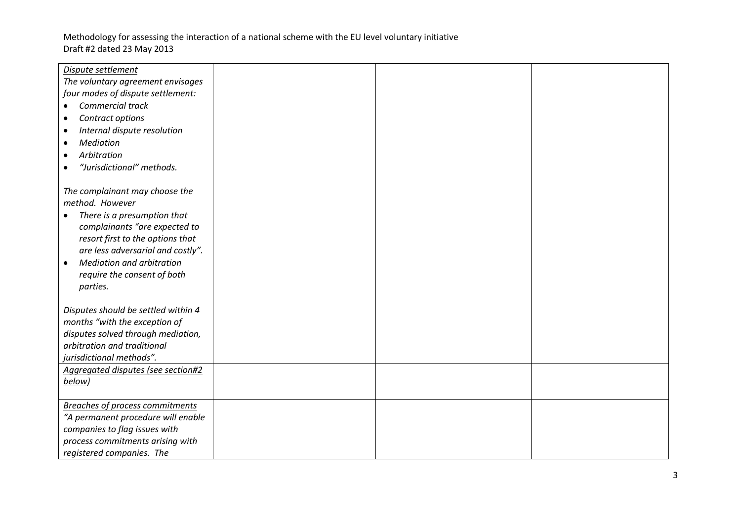| | | | |
|---|---|---|---|
| *<u>Dispute settlement</u>*<br>*The voluntary agreement envisages four modes of dispute settlement:*<br>• *Commercial track*<br>• *Contract options*<br>• *Internal dispute resolution*<br>• *Mediation*<br>• *Arbitration*<br>• *"Jurisdictional" methods.*<br><br>*The complainant may choose the method. However*<br>• *There is a presumption that complainants "are expected to resort first to the options that are less adversarial and costly".*<br>• *Mediation and arbitration require the consent of both parties.*<br><br>*Disputes should be settled within 4 months "with the exception of disputes solved through mediation, arbitration and traditional jurisdictional methods".* | | | |
| *<u>Aggregated disputes (see section#2 below)</u>* | | | |
| *<u>Breaches of process commitments</u>*<br>*"A permanent procedure will enable companies to flag issues with process commitments arising with registered companies. The* | | | |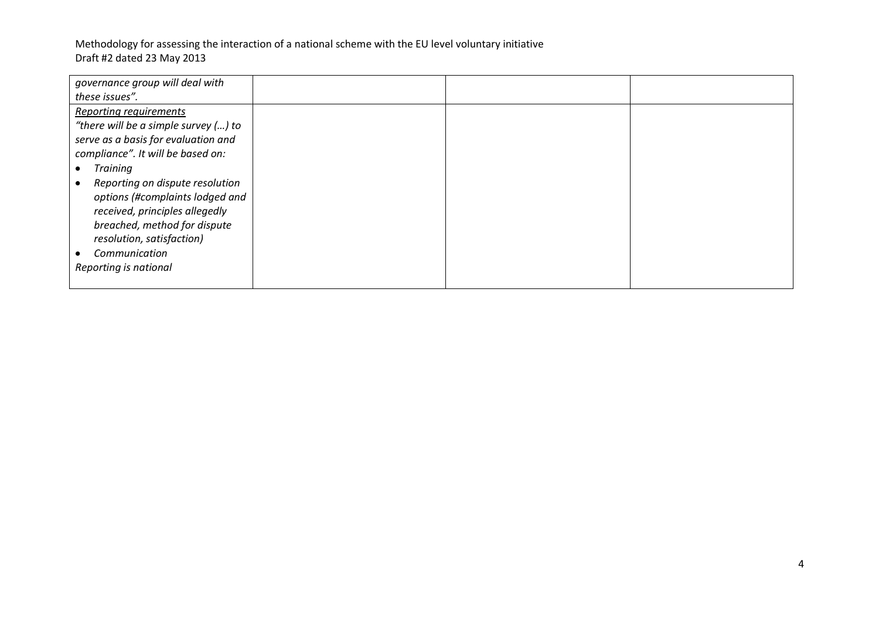| | | | |
|---|---|---|---|
| *governance group will deal with these issues".* | | | |
| <u>*Reporting requirements*</u><br>*"there will be a simple survey (…) to serve as a basis for evaluation and compliance". It will be based on:*<br>• *Training*<br>• *Reporting on dispute resolution options (#complaints lodged and received, principles allegedly breached, method for dispute resolution, satisfaction)*<br>• *Communication*<br>*Reporting is national* | | | |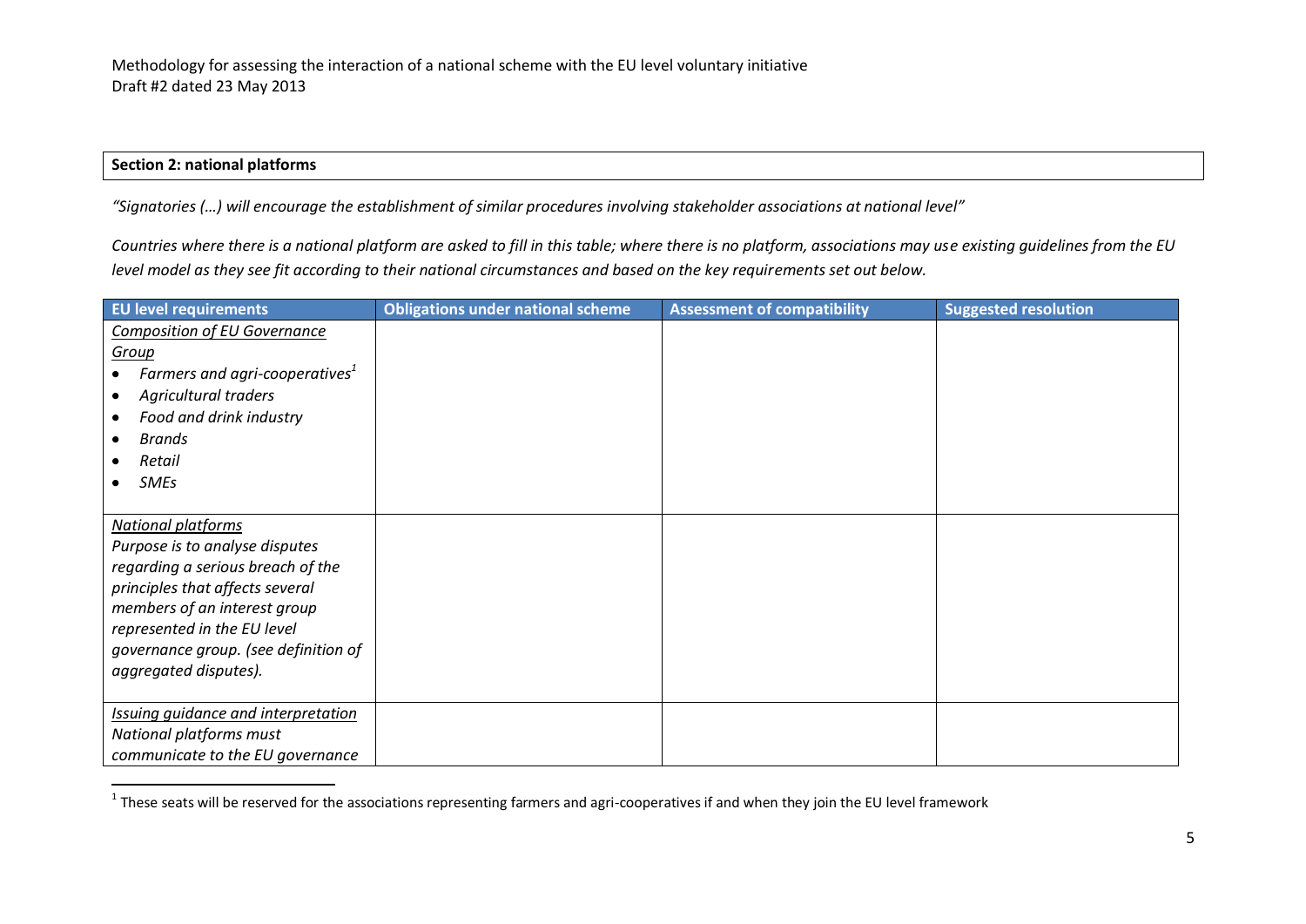**Section 2: national platforms**

*"Signatories (…) will encourage the establishment of similar procedures involving stakeholder associations at national level"*

*Countries where there is a national platform are asked to fill in this table; where there is no platform, associations may use existing guidelines from the EU level model as they see fit according to their national circumstances and based on the key requirements set out below.*

| EU level requirements | Obligations under national scheme | Assessment of compatibility | Suggested resolution |
|---|---|---|---|
| *Composition of EU Governance Group*<br>• *Farmers and agri-cooperatives*[1]<br>• *Agricultural traders*<br>• *Food and drink industry*<br>• *Brands*<br>• *Retail*<br>• *SMEs* | | | |
| *National platforms*<br>*Purpose is to analyse disputes regarding a serious breach of the principles that affects several members of an interest group represented in the EU level governance group. (see definition of aggregated disputes).* | | | |
| *Issuing guidance and interpretation*<br>*National platforms must communicate to the EU governance* | | | |

[1] These seats will be reserved for the associations representing farmers and agri-cooperatives if and when they join the EU level framework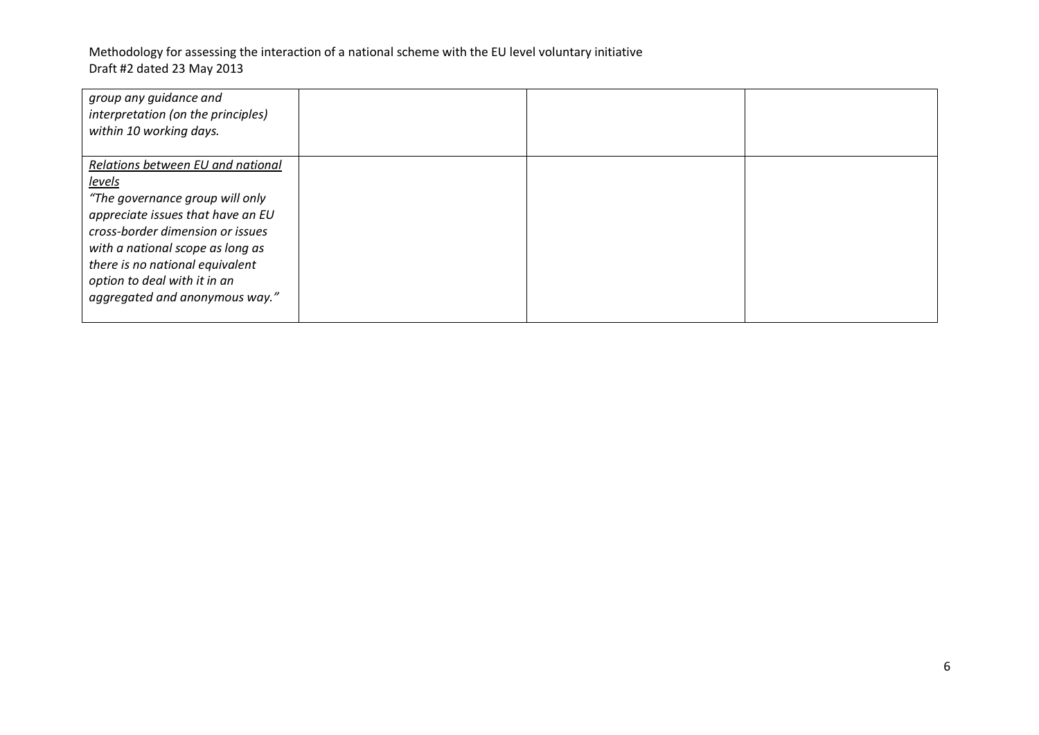| | | | |
|---|---|---|---|
| *group any guidance and interpretation (on the principles) within 10 working days.* | | | |
| <u>*Relations between EU and national levels*</u><br>*"The governance group will only appreciate issues that have an EU cross-border dimension or issues with a national scope as long as there is no national equivalent option to deal with it in an aggregated and anonymous way."* | | | |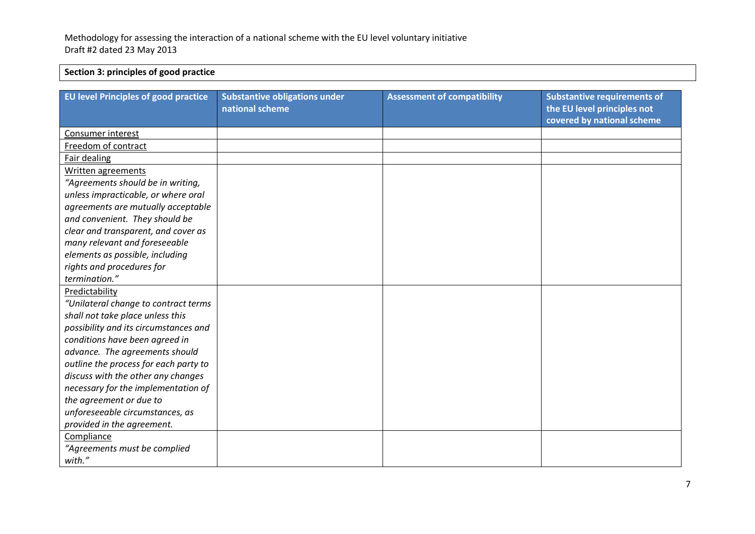Methodology for assessing the interaction of a national scheme with the EU level voluntary initiative
Draft #2 dated 23 May 2013

**Section 3: principles of good practice**

| EU level Principles of good practice | Substantive obligations under national scheme | Assessment of compatibility | Substantive requirements of the EU level principles not covered by national scheme |
|---|---|---|---|
| Consumer interest | | | |
| Freedom of contract | | | |
| Fair dealing | | | |
| Written agreements<br>*"Agreements should be in writing, unless impracticable, or where oral agreements are mutually acceptable and convenient. They should be clear and transparent, and cover as many relevant and foreseeable elements as possible, including rights and procedures for termination."* | | | |
| Predictability<br>*"Unilateral change to contract terms shall not take place unless this possibility and its circumstances and conditions have been agreed in advance. The agreements should outline the process for each party to discuss with the other any changes necessary for the implementation of the agreement or due to unforeseeable circumstances, as provided in the agreement.* | | | |
| Compliance<br>*"Agreements must be complied with."* | | | |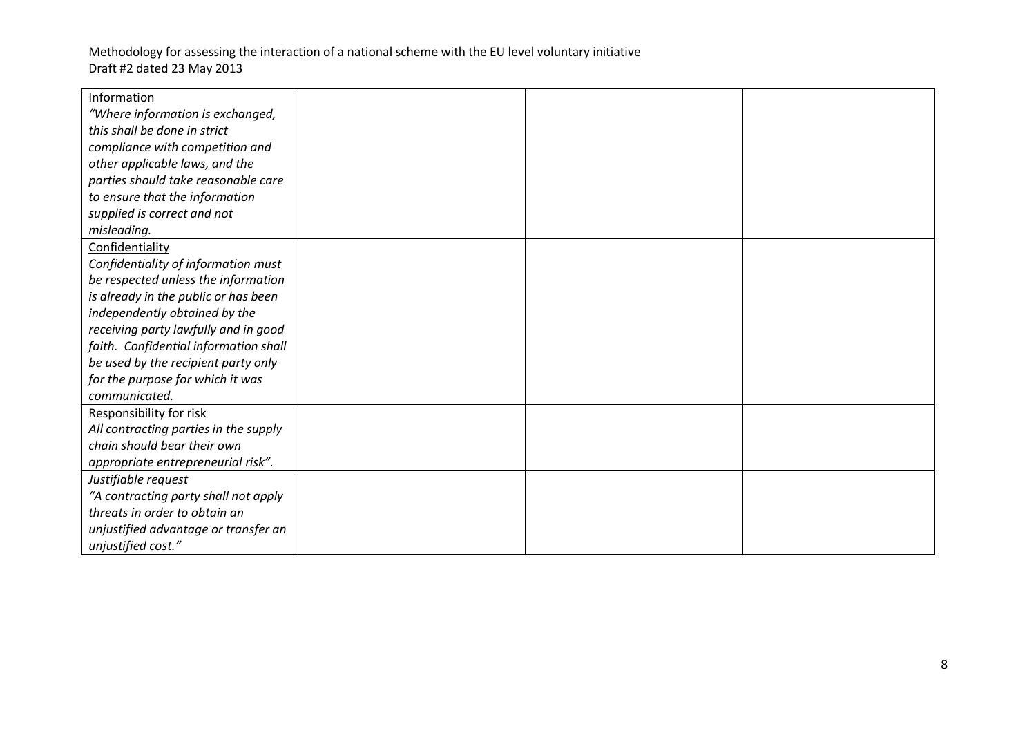| | | | |
|---|---|---|---|
| Information<br>*"Where information is exchanged, this shall be done in strict compliance with competition and other applicable laws, and the parties should take reasonable care to ensure that the information supplied is correct and not misleading.* | | | |
| Confidentiality<br>*Confidentiality of information must be respected unless the information is already in the public or has been independently obtained by the receiving party lawfully and in good faith. Confidential information shall be used by the recipient party only for the purpose for which it was communicated.* | | | |
| Responsibility for risk<br>*All contracting parties in the supply chain should bear their own appropriate entrepreneurial risk".* | | | |
| *Justifiable request*<br>*"A contracting party shall not apply threats in order to obtain an unjustified advantage or transfer an unjustified cost."* | | | |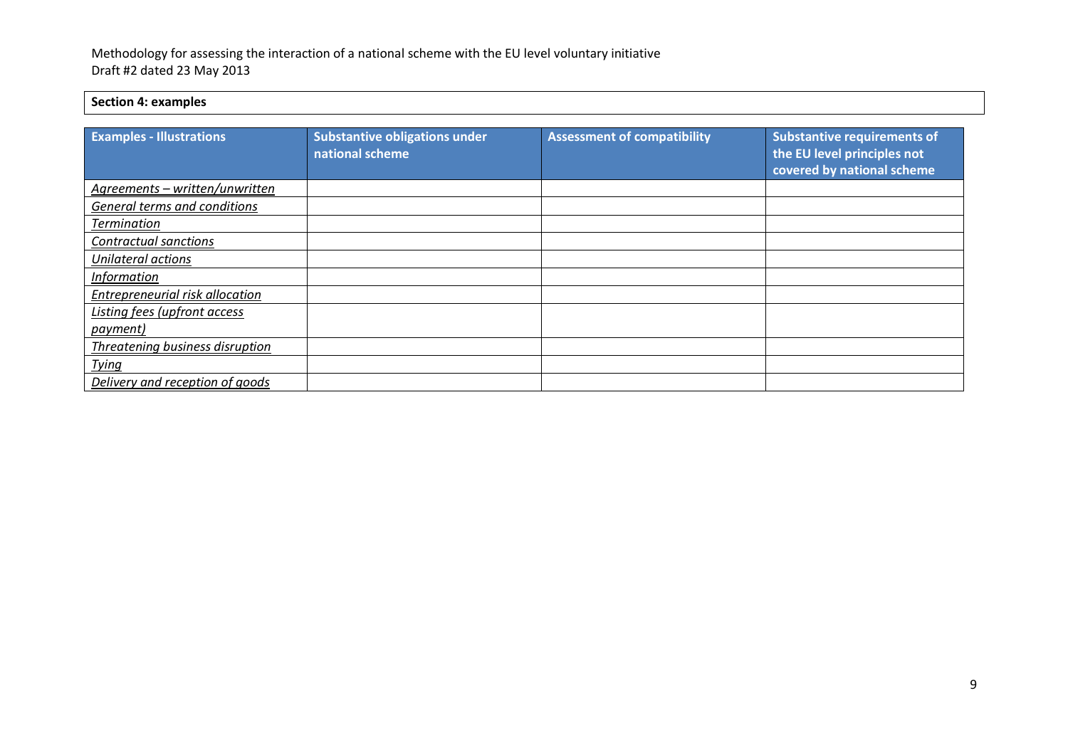Methodology for assessing the interaction of a national scheme with the EU level voluntary initiative
Draft #2 dated 23 May 2013

**Section 4: examples**

| Examples - Illustrations | Substantive obligations under national scheme | Assessment of compatibility | Substantive requirements of the EU level principles not covered by national scheme |
|---|---|---|---|
| *Agreements – written/unwritten* | | | |
| *General terms and conditions* | | | |
| *Termination* | | | |
| *Contractual sanctions* | | | |
| *Unilateral actions* | | | |
| *Information* | | | |
| *Entrepreneurial risk allocation* | | | |
| *Listing fees (upfront access payment)* | | | |
| *Threatening business disruption* | | | |
| *Tying* | | | |
| *Delivery and reception of goods* | | | |